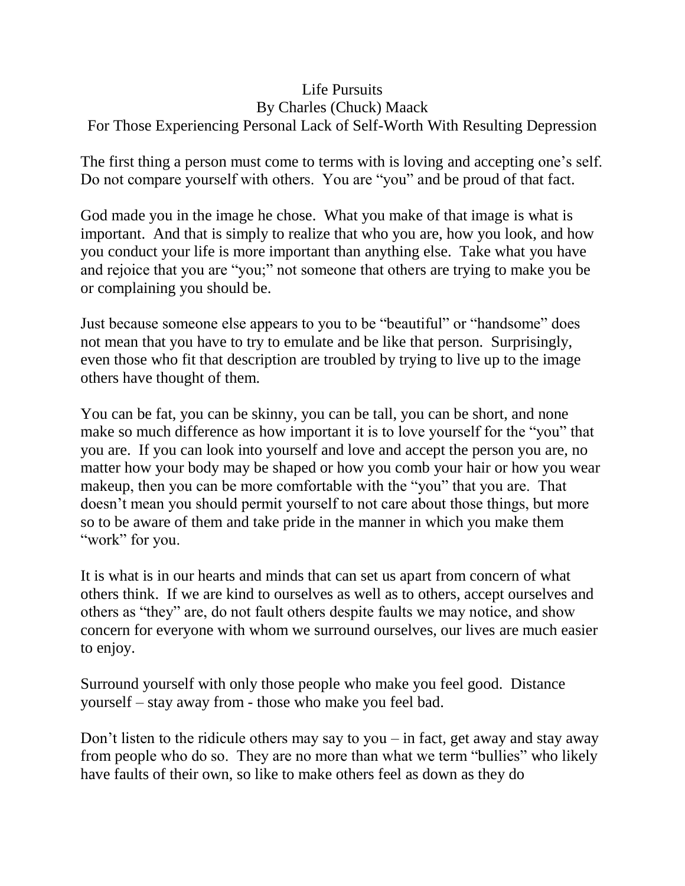# Life Pursuits

By Charles (Chuck) Maack

For Those Experiencing Personal Lack of Self-Worth With Resulting Depression

The first thing a person must come to terms with is loving and accepting one's self. Do not compare yourself with others. You are "you" and be proud of that fact.

God made you in the image he chose. What you make of that image is what is important. And that is simply to realize that who you are, how you look, and how you conduct your life is more important than anything else. Take what you have and rejoice that you are "you;" not someone that others are trying to make you be or complaining you should be.

Just because someone else appears to you to be "beautiful" or "handsome" does not mean that you have to try to emulate and be like that person. Surprisingly, even those who fit that description are troubled by trying to live up to the image others have thought of them.

You can be fat, you can be skinny, you can be tall, you can be short, and none make so much difference as how important it is to love yourself for the "you" that you are. If you can look into yourself and love and accept the person you are, no matter how your body may be shaped or how you comb your hair or how you wear makeup, then you can be more comfortable with the "you" that you are. That doesn't mean you should permit yourself to not care about those things, but more so to be aware of them and take pride in the manner in which you make them "work" for you.

It is what is in our hearts and minds that can set us apart from concern of what others think. If we are kind to ourselves as well as to others, accept ourselves and others as "they" are, do not fault others despite faults we may notice, and show concern for everyone with whom we surround ourselves, our lives are much easier to enjoy.

Surround yourself with only those people who make you feel good. Distance yourself – stay away from - those who make you feel bad.

Don't listen to the ridicule others may say to you – in fact, get away and stay away from people who do so. They are no more than what we term "bullies" who likely have faults of their own, so like to make others feel as down as they do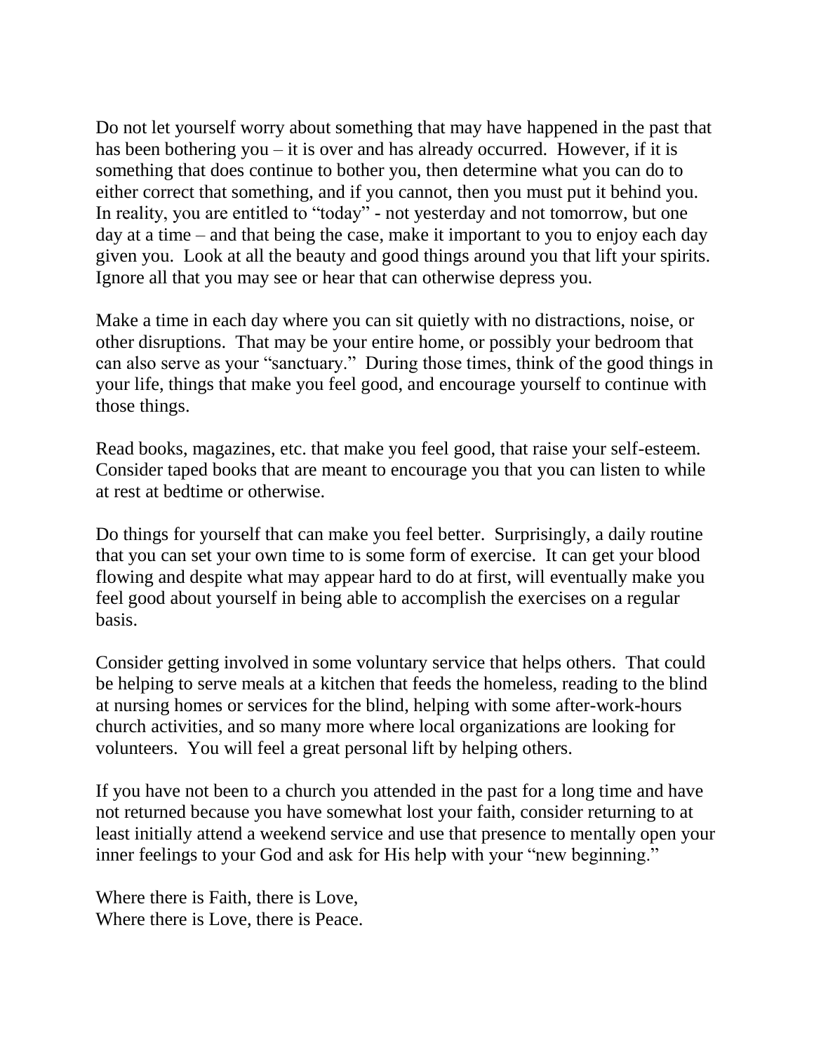Do not let yourself worry about something that may have happened in the past that has been bothering you – it is over and has already occurred. However, if it is something that does continue to bother you, then determine what you can do to either correct that something, and if you cannot, then you must put it behind you. In reality, you are entitled to "today" - not yesterday and not tomorrow, but one day at a time – and that being the case, make it important to you to enjoy each day given you. Look at all the beauty and good things around you that lift your spirits. Ignore all that you may see or hear that can otherwise depress you.

Make a time in each day where you can sit quietly with no distractions, noise, or other disruptions. That may be your entire home, or possibly your bedroom that can also serve as your "sanctuary." During those times, think of the good things in your life, things that make you feel good, and encourage yourself to continue with those things.

Read books, magazines, etc. that make you feel good, that raise your self-esteem. Consider taped books that are meant to encourage you that you can listen to while at rest at bedtime or otherwise.

Do things for yourself that can make you feel better. Surprisingly, a daily routine that you can set your own time to is some form of exercise. It can get your blood flowing and despite what may appear hard to do at first, will eventually make you feel good about yourself in being able to accomplish the exercises on a regular basis.

Consider getting involved in some voluntary service that helps others. That could be helping to serve meals at a kitchen that feeds the homeless, reading to the blind at nursing homes or services for the blind, helping with some after-work-hours church activities, and so many more where local organizations are looking for volunteers. You will feel a great personal lift by helping others.

If you have not been to a church you attended in the past for a long time and have not returned because you have somewhat lost your faith, consider returning to at least initially attend a weekend service and use that presence to mentally open your inner feelings to your God and ask for His help with your "new beginning."

Where there is Faith, there is Love,
Where there is Love, there is Peace.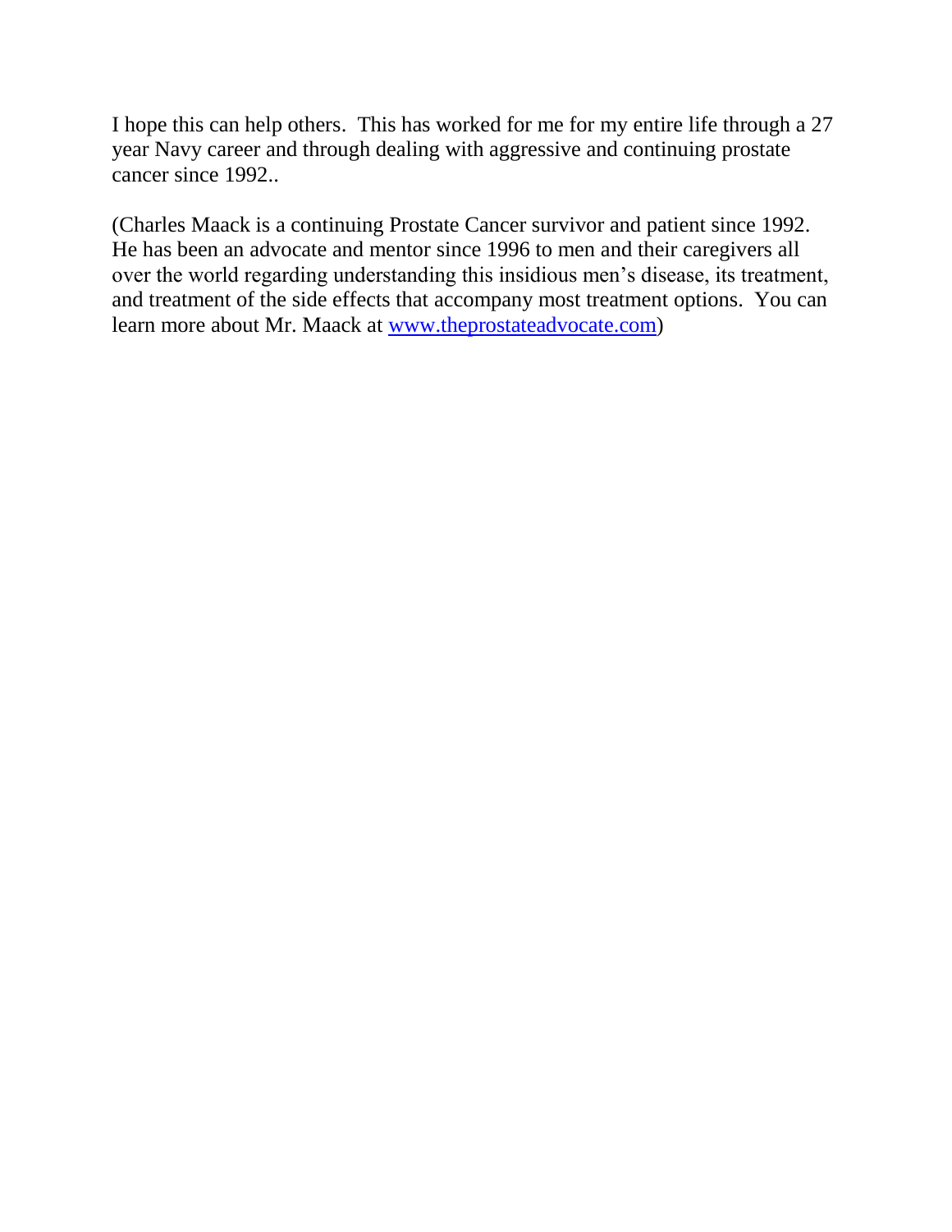I hope this can help others. This has worked for me for my entire life through a 27 year Navy career and through dealing with aggressive and continuing prostate cancer since 1992..

(Charles Maack is a continuing Prostate Cancer survivor and patient since 1992. He has been an advocate and mentor since 1996 to men and their caregivers all over the world regarding understanding this insidious men's disease, its treatment, and treatment of the side effects that accompany most treatment options. You can learn more about Mr. Maack at [www.theprostateadvocate.com](http://www.theprostateadvocate.com))